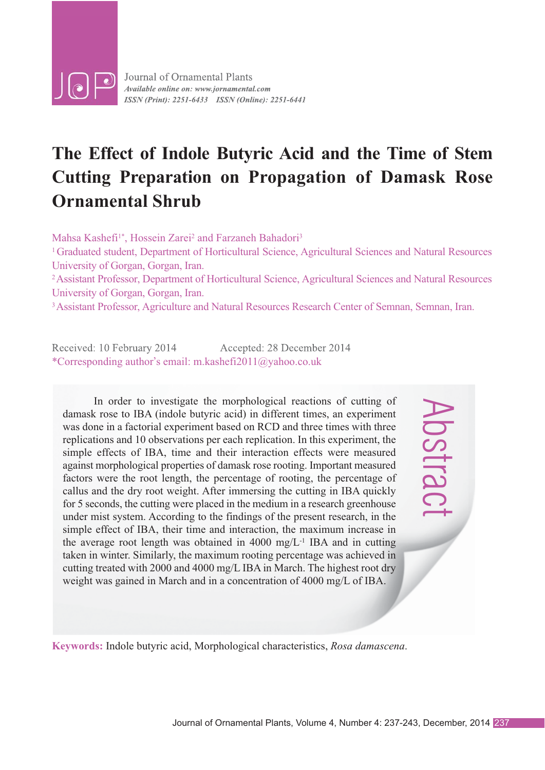Journal of Ornamental Plants
*Available online on: www.jornamental.com*
*ISSN (Print): 2251-6433 ISSN (Online): 2251-6441*

# The Effect of Indole Butyric Acid and the Time of Stem Cutting Preparation on Propagation of Damask Rose Ornamental Shrub

Mahsa Kashefi[1*], Hossein Zarei[2] and Farzaneh Bahadori[3]

[1] Graduated student, Department of Horticultural Science, Agricultural Sciences and Natural Resources University of Gorgan, Gorgan, Iran.

[2] Assistant Professor, Department of Horticultural Science, Agricultural Sciences and Natural Resources University of Gorgan, Gorgan, Iran.

[3] Assistant Professor, Agriculture and Natural Resources Research Center of Semnan, Semnan, Iran.

Received: 10 February 2014 Accepted: 28 December 2014

*Corresponding author's email: m.kashefi2011@yahoo.co.uk

## Abstract

In order to investigate the morphological reactions of cutting of damask rose to IBA (indole butyric acid) in different times, an experiment was done in a factorial experiment based on RCD and three times with three replications and 10 observations per each replication. In this experiment, the simple effects of IBA, time and their interaction effects were measured against morphological properties of damask rose rooting. Important measured factors were the root length, the percentage of rooting, the percentage of callus and the dry root weight. After immersing the cutting in IBA quickly for 5 seconds, the cutting were placed in the medium in a research greenhouse under mist system. According to the findings of the present research, in the simple effect of IBA, their time and interaction, the maximum increase in the average root length was obtained in 4000 mg/L$^{-1}$ IBA and in cutting taken in winter. Similarly, the maximum rooting percentage was achieved in cutting treated with 2000 and 4000 mg/L IBA in March. The highest root dry weight was gained in March and in a concentration of 4000 mg/L of IBA.

**Keywords:** Indole butyric acid, Morphological characteristics, *Rosa damascena*.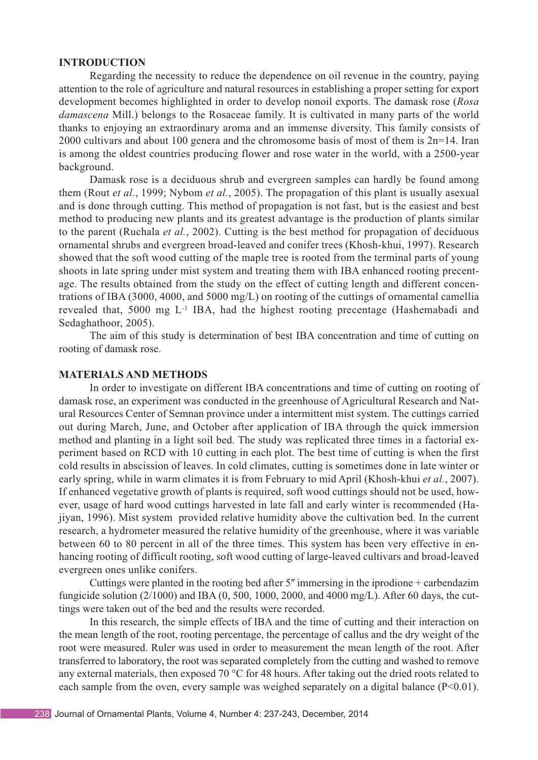## INTRODUCTION

Regarding the necessity to reduce the dependence on oil revenue in the country, paying attention to the role of agriculture and natural resources in establishing a proper setting for export development becomes highlighted in order to develop nonoil exports. The damask rose (*Rosa damascena* Mill.) belongs to the Rosaceae family. It is cultivated in many parts of the world thanks to enjoying an extraordinary aroma and an immense diversity. This family consists of 2000 cultivars and about 100 genera and the chromosome basis of most of them is 2n=14. Iran is among the oldest countries producing flower and rose water in the world, with a 2500-year background.

Damask rose is a deciduous shrub and evergreen samples can hardly be found among them (Rout *et al*., 1999; Nybom *et al.*, 2005). The propagation of this plant is usually asexual and is done through cutting. This method of propagation is not fast, but is the easiest and best method to producing new plants and its greatest advantage is the production of plants similar to the parent (Ruchala *et al.*, 2002). Cutting is the best method for propagation of deciduous ornamental shrubs and evergreen broad-leaved and conifer trees (Khosh-khui, 1997). Research showed that the soft wood cutting of the maple tree is rooted from the terminal parts of young shoots in late spring under mist system and treating them with IBA enhanced rooting precentage. The results obtained from the study on the effect of cutting length and different concentrations of IBA (3000, 4000, and 5000 mg/L) on rooting of the cuttings of ornamental camellia revealed that, 5000 mg $L^{-1}$ IBA, had the highest rooting precentage (Hashemabadi and Sedaghathoor, 2005).

The aim of this study is determination of best IBA concentration and time of cutting on rooting of damask rose.

## MATERIALS AND METHODS

In order to investigate on different IBA concentrations and time of cutting on rooting of damask rose, an experiment was conducted in the greenhouse of Agricultural Research and Natural Resources Center of Semnan province under a intermittent mist system. The cuttings carried out during March, June, and October after application of IBA through the quick immersion method and planting in a light soil bed. The study was replicated three times in a factorial experiment based on RCD with 10 cutting in each plot. The best time of cutting is when the first cold results in abscission of leaves. In cold climates, cutting is sometimes done in late winter or early spring, while in warm climates it is from February to mid April (Khosh-khui *et al.*, 2007). If enhanced vegetative growth of plants is required, soft wood cuttings should not be used, however, usage of hard wood cuttings harvested in late fall and early winter is recommended (Hajiyan, 1996). Mist system provided relative humidity above the cultivation bed. In the current research, a hydrometer measured the relative humidity of the greenhouse, where it was variable between 60 to 80 percent in all of the three times. This system has been very effective in enhancing rooting of difficult rooting, soft wood cutting of large-leaved cultivars and broad-leaved evergreen ones unlike conifers.

Cuttings were planted in the rooting bed after 5″ immersing in the iprodione + carbendazim fungicide solution (2/1000) and IBA (0, 500, 1000, 2000, and 4000 mg/L). After 60 days, the cuttings were taken out of the bed and the results were recorded.

In this research, the simple effects of IBA and the time of cutting and their interaction on the mean length of the root, rooting percentage, the percentage of callus and the dry weight of the root were measured. Ruler was used in order to measurement the mean length of the root. After transferred to laboratory, the root was separated completely from the cutting and washed to remove any external materials, then exposed 70 °C for 48 hours. After taking out the dried roots related to each sample from the oven, every sample was weighed separately on a digital balance ($P<0.01$).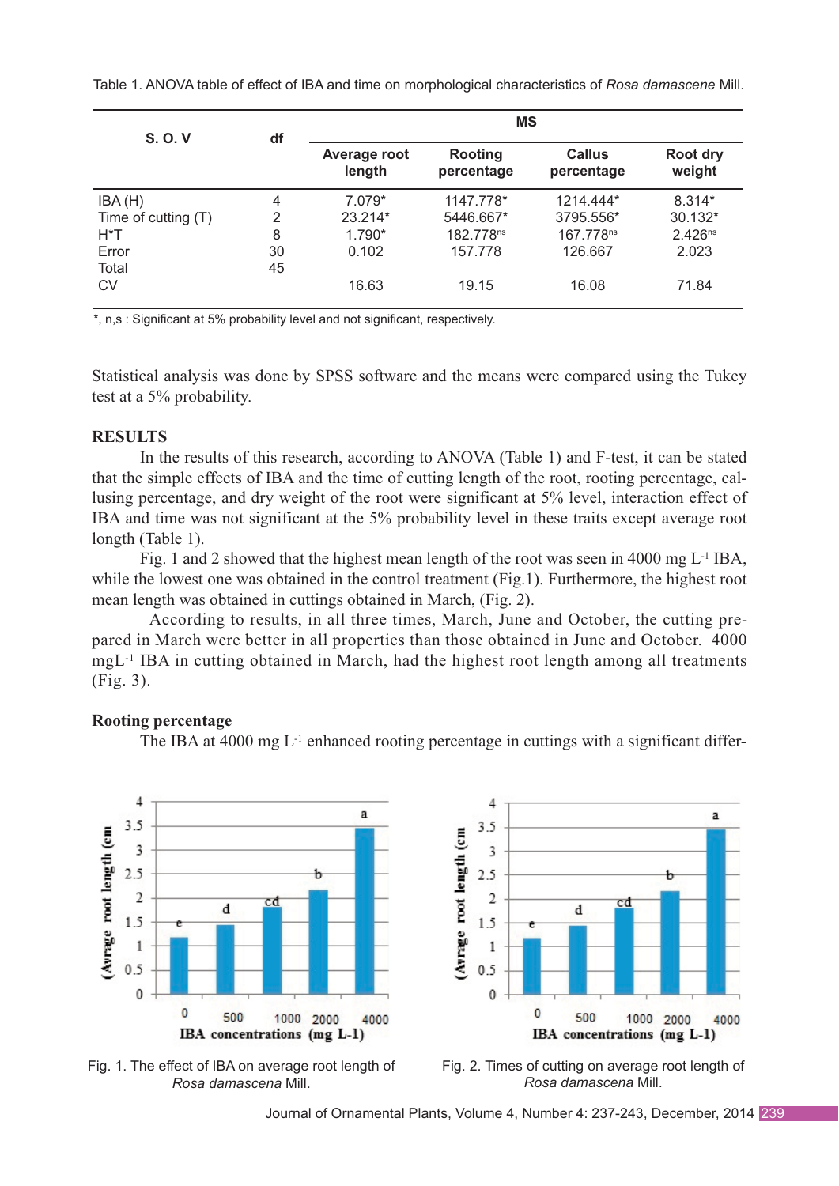Table 1. ANOVA table of effect of IBA and time on morphological characteristics of *Rosa damascene* Mill.

| S. O. V | df | MS | | | |
|---|---|---|---|---|---|
| | | Average root length | Rooting percentage | Callus percentage | Root dry weight |
| IBA (H) | 4 | 7.079* | 1147.778* | 1214.444* | 8.314* |
| Time of cutting (T) | 2 | 23.214* | 5446.667* | 3795.556* | 30.132* |
| H*T | 8 | 1.790* | 182.778$^{ns}$ | 167.778$^{ns}$ | 2.426$^{ns}$ |
| Error | 30 | 0.102 | 157.778 | 126.667 | 2.023 |
| Total | 45 | | | | |
| CV | | 16.63 | 19.15 | 16.08 | 71.84 |

*, n,s : Significant at 5% probability level and not significant, respectively.

Statistical analysis was done by SPSS software and the means were compared using the Tukey test at a 5% probability.

## RESULTS

In the results of this research, according to ANOVA (Table 1) and F-test, it can be stated that the simple effects of IBA and the time of cutting length of the root, rooting percentage, callusing percentage, and dry weight of the root were significant at 5% level, interaction effect of IBA and time was not significant at the 5% probability level in these traits except average root length (Table 1).

Fig. 1 and 2 showed that the highest mean length of the root was seen in 4000 mg $L^{-1}$ IBA, while the lowest one was obtained in the control treatment (Fig.1). Furthermore, the highest root mean length was obtained in cuttings obtained in March, (Fig. 2).

According to results, in all three times, March, June and October, the cutting prepared in March were better in all properties than those obtained in June and October. 4000 mg$L^{-1}$ IBA in cutting obtained in March, had the highest root length among all treatments (Fig. 3).

### Rooting percentage

The IBA at 4000 mg $L^{-1}$ enhanced rooting percentage in cuttings with a significant differ-

Fig. 1. The effect of IBA on average root length of *Rosa damascena* Mill.

Fig. 2. Times of cutting on average root length of *Rosa damascena* Mill.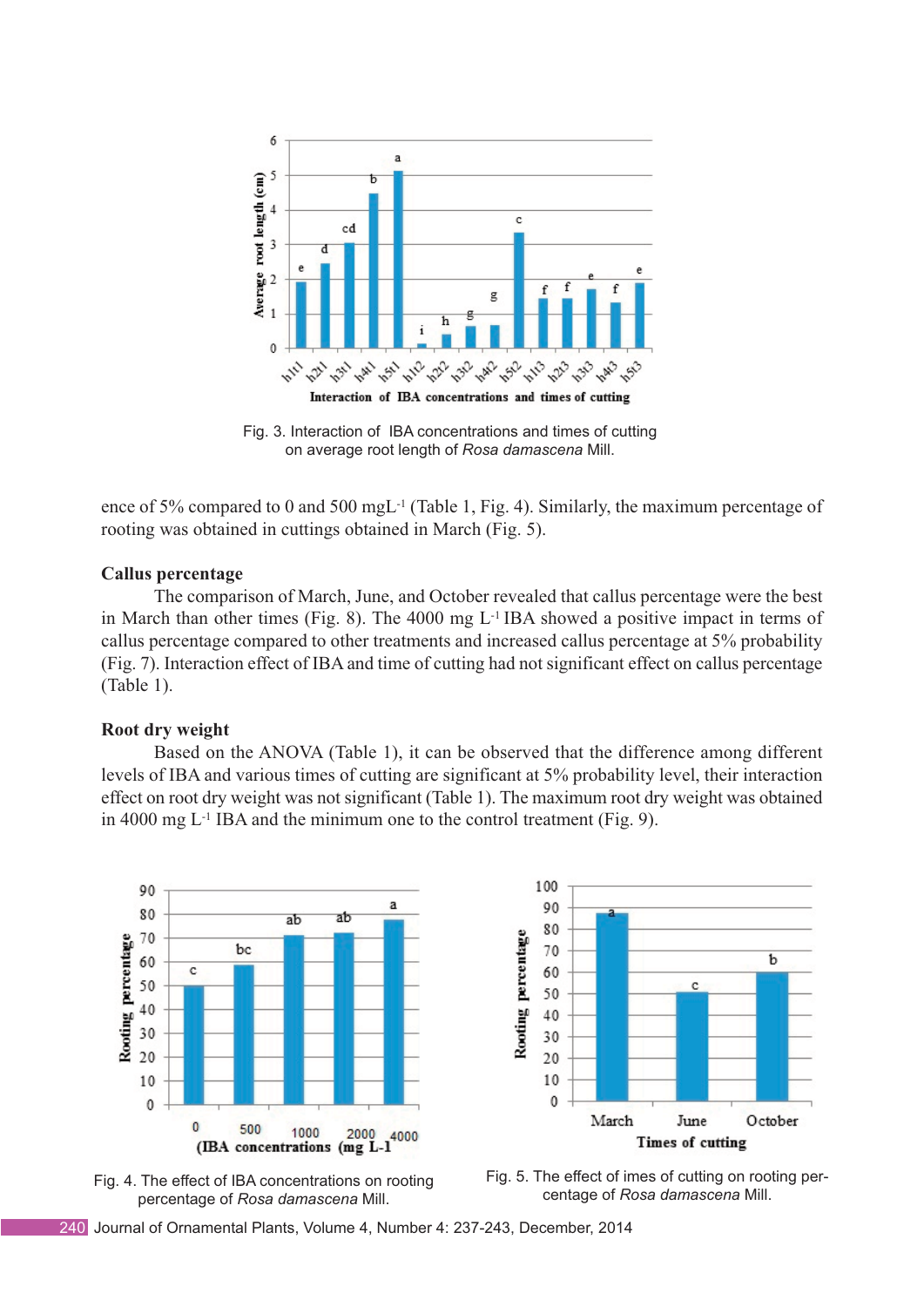Fig. 3. Interaction of IBA concentrations and times of cutting on average root length of *Rosa damascena* Mill.

ence of 5% compared to 0 and 500 mgL$^{-1}$ (Table 1, Fig. 4). Similarly, the maximum percentage of rooting was obtained in cuttings obtained in March (Fig. 5).

**Callus percentage**

The comparison of March, June, and October revealed that callus percentage were the best in March than other times (Fig. 8). The 4000 mg L$^{-1}$ IBA showed a positive impact in terms of callus percentage compared to other treatments and increased callus percentage at 5% probability (Fig. 7). Interaction effect of IBA and time of cutting had not significant effect on callus percentage (Table 1).

**Root dry weight**

Based on the ANOVA (Table 1), it can be observed that the difference among different levels of IBA and various times of cutting are significant at 5% probability level, their interaction effect on root dry weight was not significant (Table 1). The maximum root dry weight was obtained in 4000 mg L$^{-1}$ IBA and the minimum one to the control treatment (Fig. 9).

Fig. 4. The effect of IBA concentrations on rooting percentage of *Rosa damascena* Mill.

Fig. 5. The effect of imes of cutting on rooting percentage of *Rosa damascena* Mill.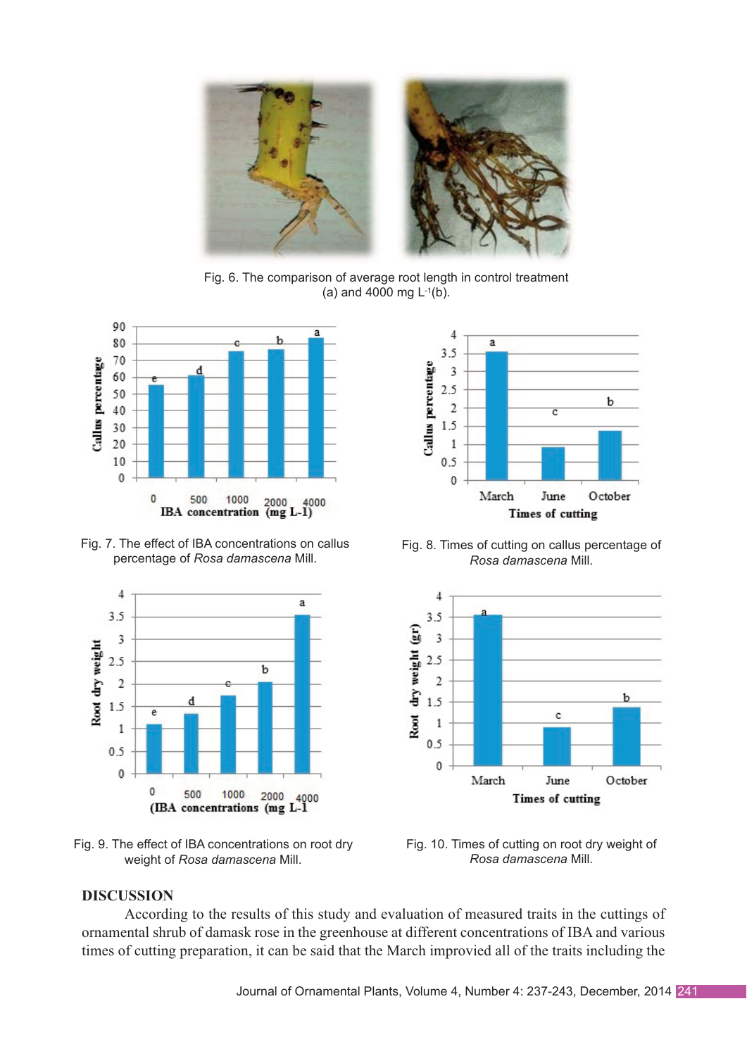Fig. 6. The comparison of average root length in control treatment (a) and 4000 mg $L^{-1}$(b).

Fig. 7. The effect of IBA concentrations on callus percentage of *Rosa damascena* Mill.

Fig. 8. Times of cutting on callus percentage of *Rosa damascena* Mill.

Fig. 9. The effect of IBA concentrations on root dry weight of *Rosa damascena* Mill.

Fig. 10. Times of cutting on root dry weight of *Rosa damascena* Mill.

## DISCUSSION

According to the results of this study and evaluation of measured traits in the cuttings of ornamental shrub of damask rose in the greenhouse at different concentrations of IBA and various times of cutting preparation, it can be said that the March improved all of the traits including the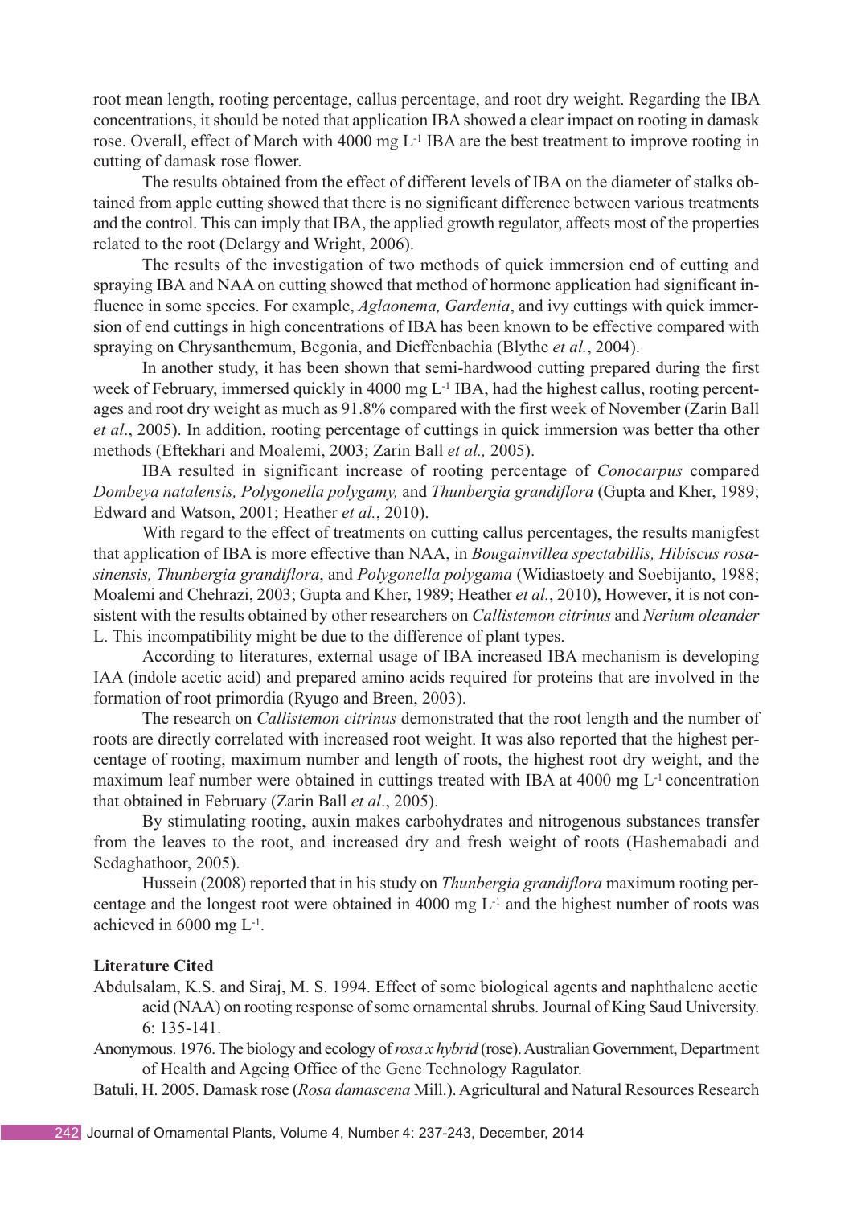root mean length, rooting percentage, callus percentage, and root dry weight. Regarding the IBA concentrations, it should be noted that application IBA showed a clear impact on rooting in damask rose. Overall, effect of March with 4000 mg $L^{-1}$ IBA are the best treatment to improve rooting in cutting of damask rose flower.

The results obtained from the effect of different levels of IBA on the diameter of stalks obtained from apple cutting showed that there is no significant difference between various treatments and the control. This can imply that IBA, the applied growth regulator, affects most of the properties related to the root (Delargy and Wright, 2006).

The results of the investigation of two methods of quick immersion end of cutting and spraying IBA and NAA on cutting showed that method of hormone application had significant influence in some species. For example, *Aglaonema, Gardenia*, and ivy cuttings with quick immersion of end cuttings in high concentrations of IBA has been known to be effective compared with spraying on Chrysanthemum, Begonia, and Dieffenbachia (Blythe *et al.*, 2004).

In another study, it has been shown that semi-hardwood cutting prepared during the first week of February, immersed quickly in 4000 mg $L^{-1}$ IBA, had the highest callus, rooting percentages and root dry weight as much as 91.8% compared with the first week of November (Zarin Ball *et al*., 2005). In addition, rooting percentage of cuttings in quick immersion was better tha other methods (Eftekhari and Moalemi, 2003; Zarin Ball *et al.,* 2005).

IBA resulted in significant increase of rooting percentage of *Conocarpus* compared *Dombeya natalensis, Polygonella polygamy,* and *Thunbergia grandiflora* (Gupta and Kher, 1989; Edward and Watson, 2001; Heather *et al.*, 2010).

With regard to the effect of treatments on cutting callus percentages, the results manigfest that application of IBA is more effective than NAA, in *Bougainvillea spectabillis, Hibiscus rosa-sinensis, Thunbergia grandiflora*, and *Polygonella polygama* (Widiastoety and Soebijanto, 1988; Moalemi and Chehrazi, 2003; Gupta and Kher, 1989; Heather *et al.*, 2010), However, it is not consistent with the results obtained by other researchers on *Callistemon citrinus* and *Nerium oleander* L. This incompatibility might be due to the difference of plant types.

According to literatures, external usage of IBA increased IBA mechanism is developing IAA (indole acetic acid) and prepared amino acids required for proteins that are involved in the formation of root primordia (Ryugo and Breen, 2003).

The research on *Callistemon citrinus* demonstrated that the root length and the number of roots are directly correlated with increased root weight. It was also reported that the highest percentage of rooting, maximum number and length of roots, the highest root dry weight, and the maximum leaf number were obtained in cuttings treated with IBA at 4000 mg $L^{-1}$ concentration that obtained in February (Zarin Ball *et al*., 2005).

By stimulating rooting, auxin makes carbohydrates and nitrogenous substances transfer from the leaves to the root, and increased dry and fresh weight of roots (Hashemabadi and Sedaghathoor, 2005).

Hussein (2008) reported that in his study on *Thunbergia grandiflora* maximum rooting percentage and the longest root were obtained in 4000 mg $L^{-1}$ and the highest number of roots was achieved in 6000 mg $L^{-1}$.

**Literature Cited**

Abdulsalam, K.S. and Siraj, M. S. 1994. Effect of some biological agents and naphthalene acetic acid (NAA) on rooting response of some ornamental shrubs. Journal of King Saud University. 6: 135-141.

Anonymous. 1976. The biology and ecology of *rosa x hybrid* (rose). Australian Government, Department of Health and Ageing Office of the Gene Technology Ragulator.

Batuli, H. 2005. Damask rose (*Rosa damascena* Mill.). Agricultural and Natural Resources Research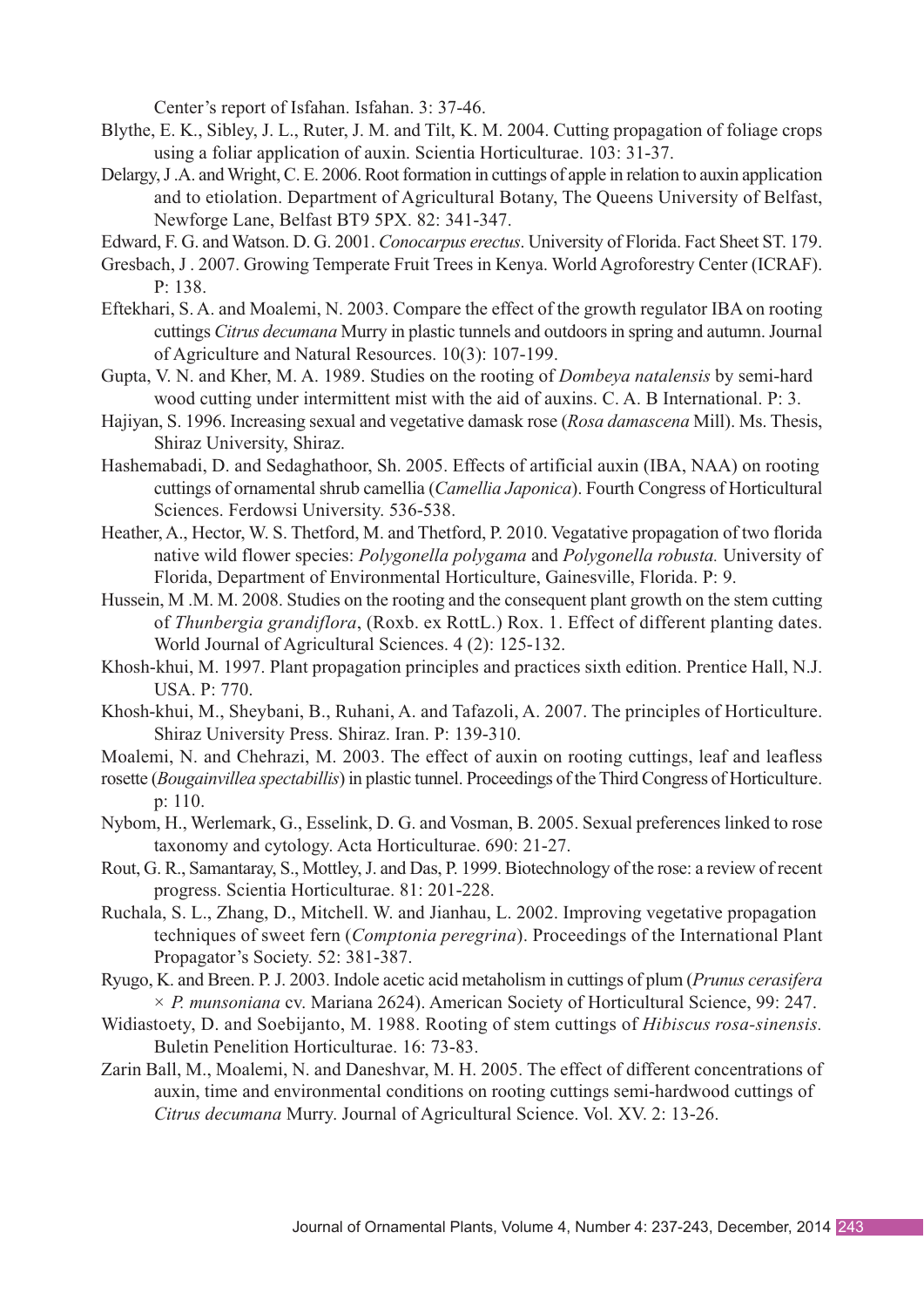Center's report of Isfahan. Isfahan. 3: 37-46.

Blythe, E. K., Sibley, J. L., Ruter, J. M. and Tilt, K. M. 2004. Cutting propagation of foliage crops using a foliar application of auxin. Scientia Horticulturae. 103: 31-37.

Delargy, J .A. and Wright, C. E. 2006. Root formation in cuttings of apple in relation to auxin application and to etiolation. Department of Agricultural Botany, The Queens University of Belfast, Newforge Lane, Belfast BT9 5PX. 82: 341-347.

Edward, F. G. and Watson. D. G. 2001. *Conocarpus erectus*. University of Florida. Fact Sheet ST. 179.

Gresbach, J . 2007. Growing Temperate Fruit Trees in Kenya. World Agroforestry Center (ICRAF). P: 138.

Eftekhari, S. A. and Moalemi, N. 2003. Compare the effect of the growth regulator IBA on rooting cuttings *Citrus decumana* Murry in plastic tunnels and outdoors in spring and autumn. Journal of Agriculture and Natural Resources. 10(3): 107-199.

Gupta, V. N. and Kher, M. A. 1989. Studies on the rooting of *Dombeya natalensis* by semi-hard wood cutting under intermittent mist with the aid of auxins. C. A. B International. P: 3.

Hajiyan, S. 1996. Increasing sexual and vegetative damask rose (*Rosa damascena* Mill). Ms. Thesis, Shiraz University, Shiraz.

Hashemabadi, D. and Sedaghathoor, Sh. 2005. Effects of artificial auxin (IBA, NAA) on rooting cuttings of ornamental shrub camellia (*Camellia Japonica*). Fourth Congress of Horticultural Sciences. Ferdowsi University. 536-538.

Heather, A., Hector, W. S. Thetford, M. and Thetford, P. 2010. Vegatative propagation of two florida native wild flower species: *Polygonella polygama* and *Polygonella robusta.* University of Florida, Department of Environmental Horticulture, Gainesville, Florida. P: 9.

Hussein, M .M. M. 2008. Studies on the rooting and the consequent plant growth on the stem cutting of *Thunbergia grandiflora*, (Roxb. ex RottL.) Rox. 1. Effect of different planting dates. World Journal of Agricultural Sciences. 4 (2): 125-132.

Khosh-khui, M. 1997. Plant propagation principles and practices sixth edition. Prentice Hall, N.J. USA. P: 770.

Khosh-khui, M., Sheybani, B., Ruhani, A. and Tafazoli, A. 2007. The principles of Horticulture. Shiraz University Press. Shiraz. Iran. P: 139-310.

Moalemi, N. and Chehrazi, M. 2003. The effect of auxin on rooting cuttings, leaf and leafless rosette (*Bougainvillea spectabillis*) in plastic tunnel. Proceedings of the Third Congress of Horticulture. p: 110.

Nybom, H., Werlemark, G., Esselink, D. G. and Vosman, B. 2005. Sexual preferences linked to rose taxonomy and cytology. Acta Horticulturae. 690: 21-27.

Rout, G. R., Samantaray, S., Mottley, J. and Das, P. 1999. Biotechnology of the rose: a review of recent progress. Scientia Horticulturae. 81: 201-228.

Ruchala, S. L., Zhang, D., Mitchell. W. and Jianhau, L. 2002. Improving vegetative propagation techniques of sweet fern (*Comptonia peregrina*). Proceedings of the International Plant Propagator's Society. 52: 381-387.

Ryugo, K. and Breen. P. J. 2003. Indole acetic acid metaholism in cuttings of plum (*Prunus cerasifera* × *P. munsoniana* cv. Mariana 2624). American Society of Horticultural Science, 99: 247.

Widiastoety, D. and Soebijanto, M. 1988. Rooting of stem cuttings of *Hibiscus rosa-sinensis.* Buletin Penelition Horticulturae. 16: 73-83.

Zarin Ball, M., Moalemi, N. and Daneshvar, M. H. 2005. The effect of different concentrations of auxin, time and environmental conditions on rooting cuttings semi-hardwood cuttings of *Citrus decumana* Murry. Journal of Agricultural Science. Vol. XV. 2: 13-26.